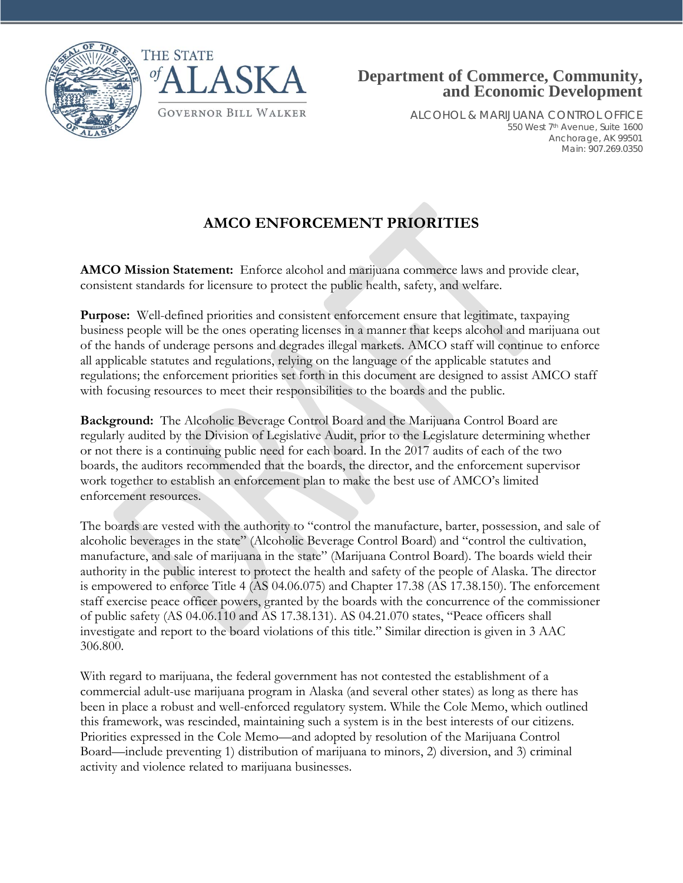THE STATE of ALASKA

GOVERNOR BILL WALKER

**Department of Commerce, Community, and Economic Development**

ALCOHOL & MARIJUANA CONTROL OFFICE
550 West 7th Avenue, Suite 1600
Anchorage, AK 99501
Main: 907.269.0350

# AMCO ENFORCEMENT PRIORITIES

**AMCO Mission Statement:** Enforce alcohol and marijuana commerce laws and provide clear, consistent standards for licensure to protect the public health, safety, and welfare.

**Purpose:** Well-defined priorities and consistent enforcement ensure that legitimate, taxpaying business people will be the ones operating licenses in a manner that keeps alcohol and marijuana out of the hands of underage persons and degrades illegal markets. AMCO staff will continue to enforce all applicable statutes and regulations, relying on the language of the applicable statutes and regulations; the enforcement priorities set forth in this document are designed to assist AMCO staff with focusing resources to meet their responsibilities to the boards and the public.

**Background:** The Alcoholic Beverage Control Board and the Marijuana Control Board are regularly audited by the Division of Legislative Audit, prior to the Legislature determining whether or not there is a continuing public need for each board. In the 2017 audits of each of the two boards, the auditors recommended that the boards, the director, and the enforcement supervisor work together to establish an enforcement plan to make the best use of AMCO's limited enforcement resources.

The boards are vested with the authority to "control the manufacture, barter, possession, and sale of alcoholic beverages in the state" (Alcoholic Beverage Control Board) and "control the cultivation, manufacture, and sale of marijuana in the state" (Marijuana Control Board). The boards wield their authority in the public interest to protect the health and safety of the people of Alaska. The director is empowered to enforce Title 4 (AS 04.06.075) and Chapter 17.38 (AS 17.38.150). The enforcement staff exercise peace officer powers, granted by the boards with the concurrence of the commissioner of public safety (AS 04.06.110 and AS 17.38.131). AS 04.21.070 states, "Peace officers shall investigate and report to the board violations of this title." Similar direction is given in 3 AAC 306.800.

With regard to marijuana, the federal government has not contested the establishment of a commercial adult-use marijuana program in Alaska (and several other states) as long as there has been in place a robust and well-enforced regulatory system. While the Cole Memo, which outlined this framework, was rescinded, maintaining such a system is in the best interests of our citizens. Priorities expressed in the Cole Memo—and adopted by resolution of the Marijuana Control Board—include preventing 1) distribution of marijuana to minors, 2) diversion, and 3) criminal activity and violence related to marijuana businesses.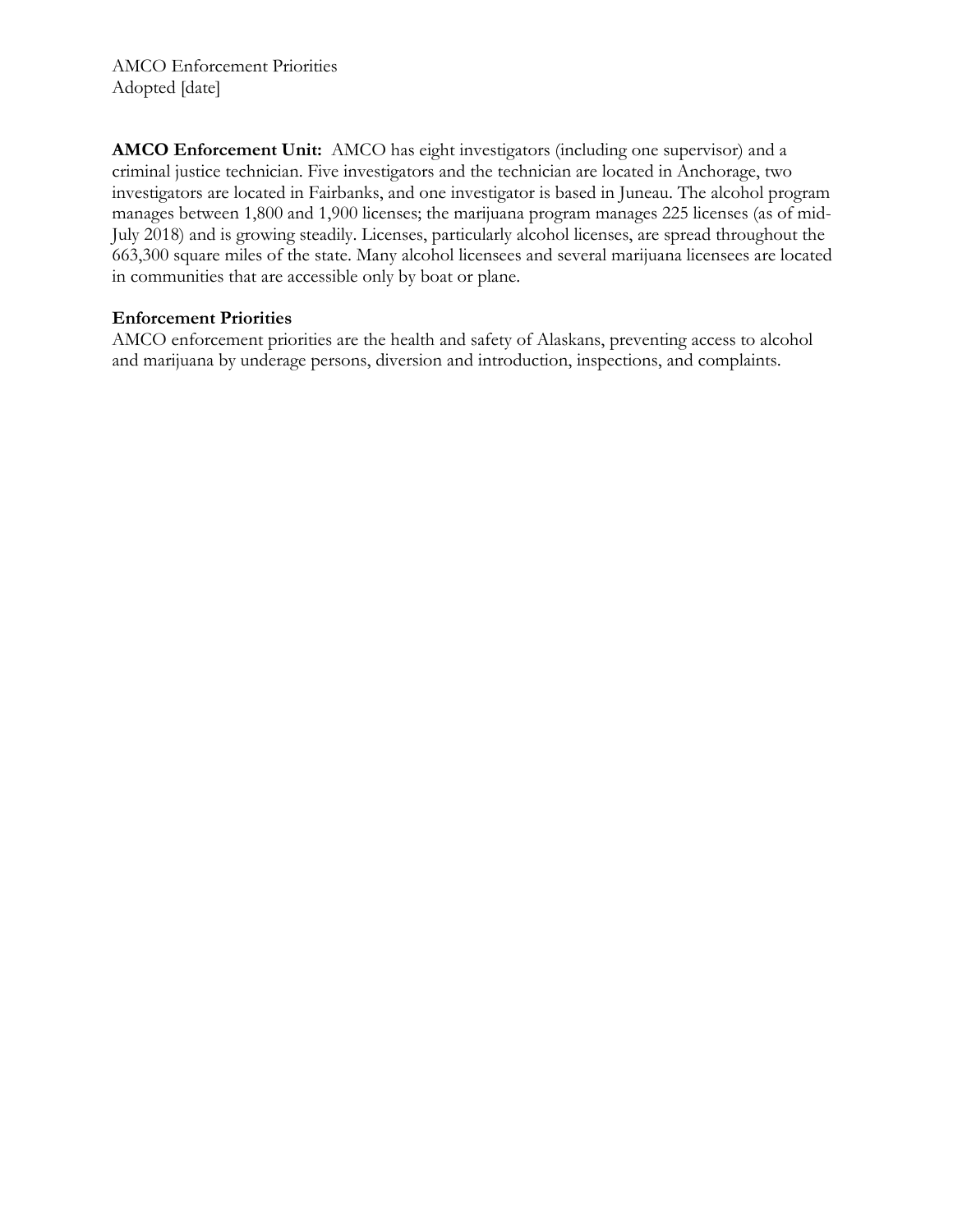AMCO Enforcement Priorities
Adopted [date]

**AMCO Enforcement Unit:** AMCO has eight investigators (including one supervisor) and a criminal justice technician. Five investigators and the technician are located in Anchorage, two investigators are located in Fairbanks, and one investigator is based in Juneau. The alcohol program manages between 1,800 and 1,900 licenses; the marijuana program manages 225 licenses (as of mid-July 2018) and is growing steadily. Licenses, particularly alcohol licenses, are spread throughout the 663,300 square miles of the state. Many alcohol licensees and several marijuana licensees are located in communities that are accessible only by boat or plane.

**Enforcement Priorities**

AMCO enforcement priorities are the health and safety of Alaskans, preventing access to alcohol and marijuana by underage persons, diversion and introduction, inspections, and complaints.